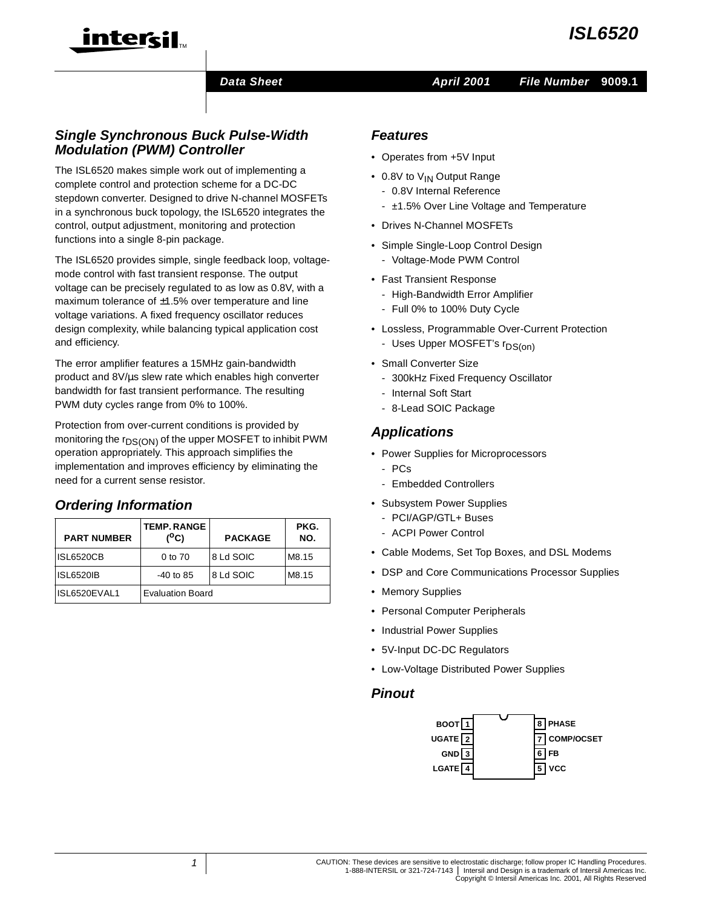# ISL6520

Data Sheet — April 2001 — File Number 9009.1

## Single Synchronous Buck Pulse-Width Modulation (PWM) Controller

The ISL6520 makes simple work out of implementing a complete control and protection scheme for a DC-DC stepdown converter. Designed to drive N-channel MOSFETs in a synchronous buck topology, the ISL6520 integrates the control, output adjustment, monitoring and protection functions into a single 8-pin package.

The ISL6520 provides simple, single feedback loop, voltage-mode control with fast transient response. The output voltage can be precisely regulated to as low as 0.8V, with a maximum tolerance of ±1.5% over temperature and line voltage variations. A fixed frequency oscillator reduces design complexity, while balancing typical application cost and efficiency.

The error amplifier features a 15MHz gain-bandwidth product and 8V/µs slew rate which enables high converter bandwidth for fast transient performance. The resulting PWM duty cycles range from 0% to 100%.

Protection from over-current conditions is provided by monitoring the $r_{DS(ON)}$ of the upper MOSFET to inhibit PWM operation appropriately. This approach simplifies the implementation and improves efficiency by eliminating the need for a current sense resistor.

## Ordering Information

| PART NUMBER | TEMP. RANGE (°C) | PACKAGE | PKG. NO. |
|---|---|---|---|
| ISL6520CB | 0 to 70 | 8 Ld SOIC | M8.15 |
| ISL6520IB | -40 to 85 | 8 Ld SOIC | M8.15 |
| ISL6520EVAL1 | Evaluation Board | | |

## Features

- Operates from +5V Input
- 0.8V to $V_{IN}$ Output Range
  - 0.8V Internal Reference
  - ±1.5% Over Line Voltage and Temperature
- Drives N-Channel MOSFETs
- Simple Single-Loop Control Design
  - Voltage-Mode PWM Control
- Fast Transient Response
  - High-Bandwidth Error Amplifier
  - Full 0% to 100% Duty Cycle
- Lossless, Programmable Over-Current Protection
  - Uses Upper MOSFET's $r_{DS(on)}$
- Small Converter Size
  - 300kHz Fixed Frequency Oscillator
  - Internal Soft Start
  - 8-Lead SOIC Package

## Applications

- Power Supplies for Microprocessors
  - PCs
  - Embedded Controllers
- Subsystem Power Supplies
  - PCI/AGP/GTL+ Buses
  - ACPI Power Control
- Cable Modems, Set Top Boxes, and DSL Modems
- DSP and Core Communications Processor Supplies
- Memory Supplies
- Personal Computer Peripherals
- Industrial Power Supplies
- 5V-Input DC-DC Regulators
- Low-Voltage Distributed Power Supplies

## Pinout

| Pin | Name | Pin | Name |
|---|---|---|---|
| 1 | BOOT | 8 | PHASE |
| 2 | UGATE | 7 | COMP/OCSET |
| 3 | GND | 6 | FB |
| 4 | LGATE | 5 | VCC |

CAUTION: These devices are sensitive to electrostatic discharge; follow proper IC Handling Procedures.
1-888-INTERSIL or 321-724-7143 | Intersil and Design is a trademark of Intersil Americas Inc.
Copyright © Intersil Americas Inc. 2001, All Rights Reserved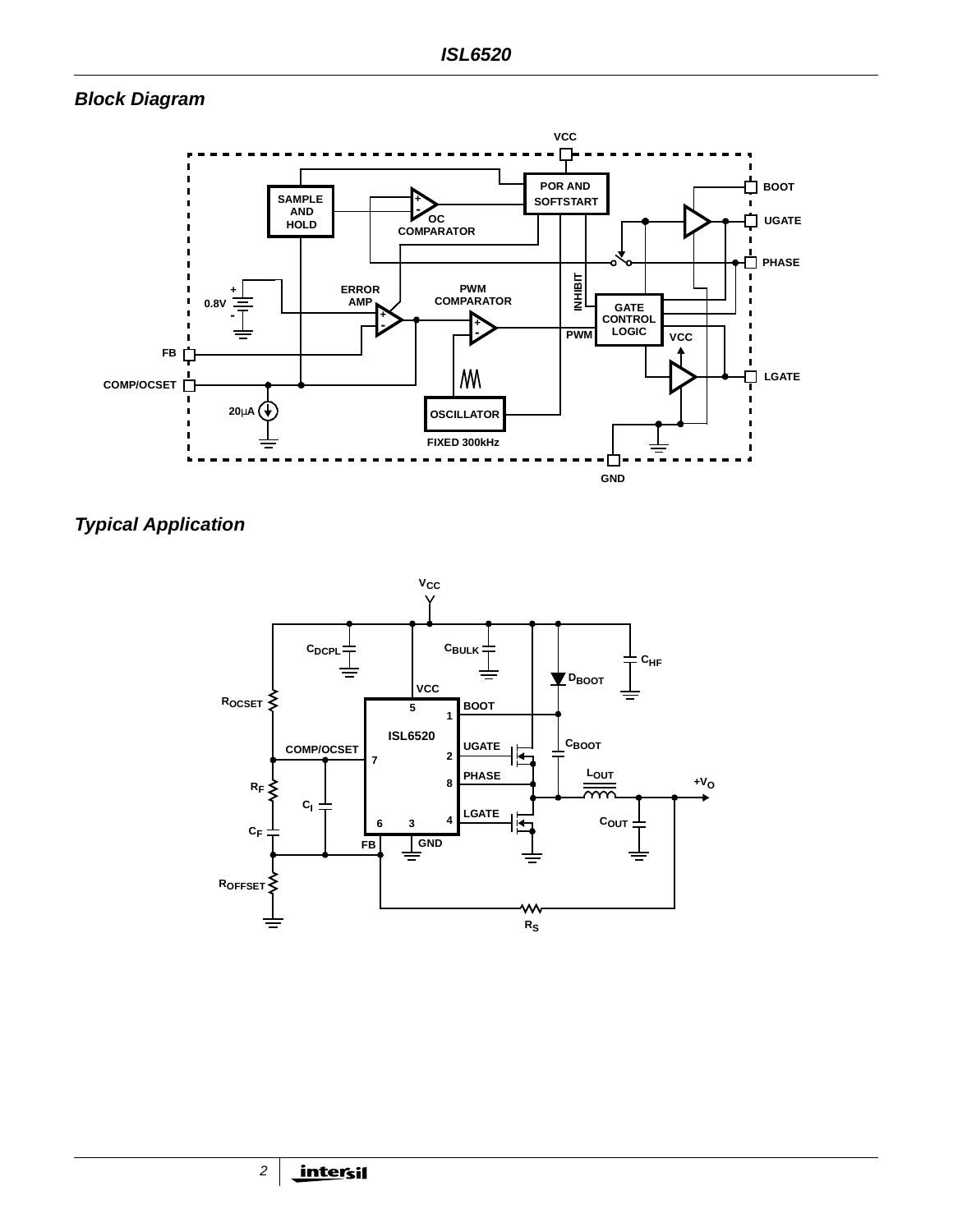## Block Diagram

## Typical Application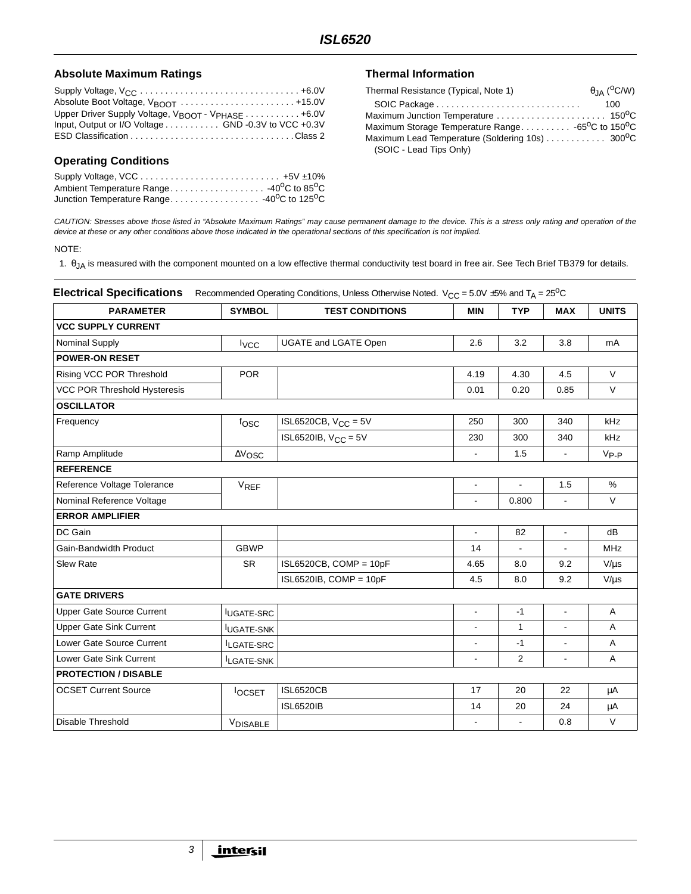## Absolute Maximum Ratings

Supply Voltage, $V_{CC}$ . . . . . . . . . . . . . . . . . . . . . . . . . . . . . . . . +6.0V
Absolute Boot Voltage, $V_{BOOT}$ . . . . . . . . . . . . . . . . . . . . . . . +15.0V
Upper Driver Supply Voltage, $V_{BOOT}$ - $V_{PHASE}$ . . . . . . . . . . . +6.0V
Input, Output or I/O Voltage . . . . . . . . . . . GND -0.3V to VCC +0.3V
ESD Classification . . . . . . . . . . . . . . . . . . . . . . . . . . . . . . . . . Class 2

## Operating Conditions

Supply Voltage, VCC . . . . . . . . . . . . . . . . . . . . . . . . . . . . +5V ±10%
Ambient Temperature Range . . . . . . . . . . . . . . . . . . . -40°C to 85°C
Junction Temperature Range . . . . . . . . . . . . . . . . . . -40°C to 125°C

## Thermal Information

| Thermal Resistance (Typical, Note 1) | $\theta_{JA}$ (°C/W) |
|---|---|
| SOIC Package . . . . . . . . . . . . . . . . . . . . . . . . . . . . | 100 |

Maximum Junction Temperature . . . . . . . . . . . . . . . . . . . . . . 150°C
Maximum Storage Temperature Range . . . . . . . . . . -65°C to 150°C
Maximum Lead Temperature (Soldering 10s) . . . . . . . . . . . . 300°C
(SOIC - Lead Tips Only)

*CAUTION: Stresses above those listed in "Absolute Maximum Ratings" may cause permanent damage to the device. This is a stress only rating and operation of the device at these or any other conditions above those indicated in the operational sections of this specification is not implied.*

NOTE:

1. $\theta_{JA}$ is measured with the component mounted on a low effective thermal conductivity test board in free air. See Tech Brief TB379 for details.

## Electrical Specifications

Recommended Operating Conditions, Unless Otherwise Noted. $V_{CC}$ = 5.0V ±5% and $T_A$ = 25°C

| PARAMETER | SYMBOL | TEST CONDITIONS | MIN | TYP | MAX | UNITS |
|---|---|---|---|---|---|---|
| **VCC SUPPLY CURRENT** | | | | | | |
| Nominal Supply | $I_{VCC}$ | UGATE and LGATE Open | 2.6 | 3.2 | 3.8 | mA |
| **POWER-ON RESET** | | | | | | |
| Rising VCC POR Threshold | POR | | 4.19 | 4.30 | 4.5 | V |
| VCC POR Threshold Hysteresis | | | 0.01 | 0.20 | 0.85 | V |
| **OSCILLATOR** | | | | | | |
| Frequency | $f_{OSC}$ | ISL6520CB, $V_{CC}$ = 5V | 250 | 300 | 340 | kHz |
| | | ISL6520IB, $V_{CC}$ = 5V | 230 | 300 | 340 | kHz |
| Ramp Amplitude | $\Delta V_{OSC}$ | | - | 1.5 | - | $V_{P-P}$ |
| **REFERENCE** | | | | | | |
| Reference Voltage Tolerance | $V_{REF}$ | | - | - | 1.5 | % |
| Nominal Reference Voltage | | | - | 0.800 | - | V |
| **ERROR AMPLIFIER** | | | | | | |
| DC Gain | | | - | 82 | - | dB |
| Gain-Bandwidth Product | GBWP | | 14 | - | - | MHz |
| Slew Rate | SR | ISL6520CB, COMP = 10pF | 4.65 | 8.0 | 9.2 | V/µs |
| | | ISL6520IB, COMP = 10pF | 4.5 | 8.0 | 9.2 | V/µs |
| **GATE DRIVERS** | | | | | | |
| Upper Gate Source Current | $I_{UGATE-SRC}$ | | - | -1 | - | A |
| Upper Gate Sink Current | $I_{UGATE-SNK}$ | | - | 1 | - | A |
| Lower Gate Source Current | $I_{LGATE-SRC}$ | | - | -1 | - | A |
| Lower Gate Sink Current | $I_{LGATE-SNK}$ | | - | 2 | - | A |
| **PROTECTION / DISABLE** | | | | | | |
| OCSET Current Source | $I_{OCSET}$ | ISL6520CB | 17 | 20 | 22 | µA |
| | | ISL6520IB | 14 | 20 | 24 | µA |
| Disable Threshold | $V_{DISABLE}$ | | - | - | 0.8 | V |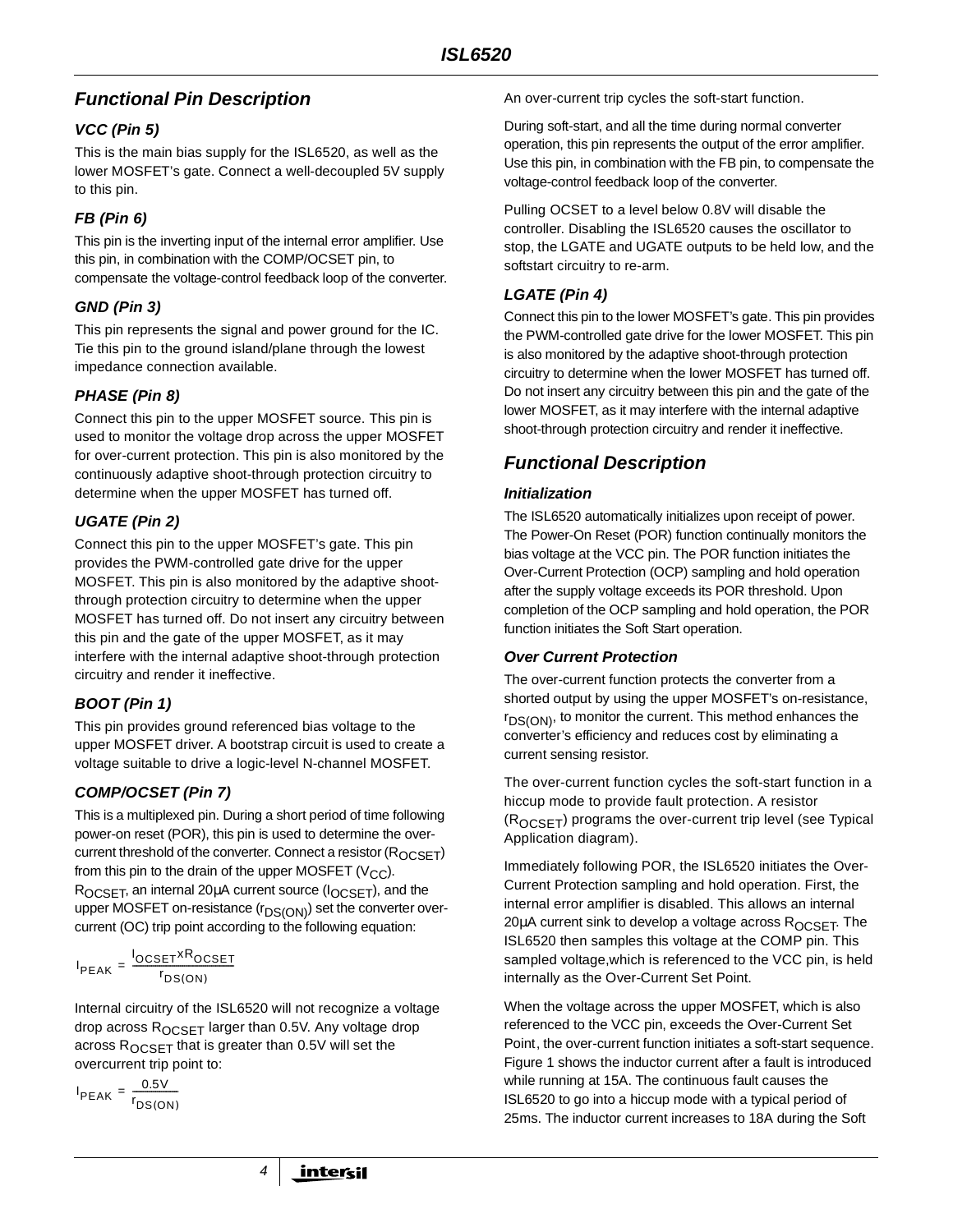## Functional Pin Description

### VCC (Pin 5)

This is the main bias supply for the ISL6520, as well as the lower MOSFET's gate. Connect a well-decoupled 5V supply to this pin.

### FB (Pin 6)

This pin is the inverting input of the internal error amplifier. Use this pin, in combination with the COMP/OCSET pin, to compensate the voltage-control feedback loop of the converter.

### GND (Pin 3)

This pin represents the signal and power ground for the IC. Tie this pin to the ground island/plane through the lowest impedance connection available.

### PHASE (Pin 8)

Connect this pin to the upper MOSFET source. This pin is used to monitor the voltage drop across the upper MOSFET for over-current protection. This pin is also monitored by the continuously adaptive shoot-through protection circuitry to determine when the upper MOSFET has turned off.

### UGATE (Pin 2)

Connect this pin to the upper MOSFET's gate. This pin provides the PWM-controlled gate drive for the upper MOSFET. This pin is also monitored by the adaptive shoot-through protection circuitry to determine when the upper MOSFET has turned off. Do not insert any circuitry between this pin and the gate of the upper MOSFET, as it may interfere with the internal adaptive shoot-through protection circuitry and render it ineffective.

### BOOT (Pin 1)

This pin provides ground referenced bias voltage to the upper MOSFET driver. A bootstrap circuit is used to create a voltage suitable to drive a logic-level N-channel MOSFET.

### COMP/OCSET (Pin 7)

This is a multiplexed pin. During a short period of time following power-on reset (POR), this pin is used to determine the over-current threshold of the converter. Connect a resistor ($R_{OCSET}$) from this pin to the drain of the upper MOSFET ($V_{CC}$). $R_{OCSET}$, an internal 20μA current source ($I_{OCSET}$), and the upper MOSFET on-resistance ($r_{DS(ON)}$) set the converter over-current (OC) trip point according to the following equation:

$$I_{PEAK} = \frac{I_{OCSET} x R_{OCSET}}{r_{DS(ON)}}$$

Internal circuitry of the ISL6520 will not recognize a voltage drop across $R_{OCSET}$ larger than 0.5V. Any voltage drop across $R_{OCSET}$ that is greater than 0.5V will set the overcurrent trip point to:

$$I_{PEAK} = \frac{0.5V}{r_{DS(ON)}}$$

An over-current trip cycles the soft-start function.

During soft-start, and all the time during normal converter operation, this pin represents the output of the error amplifier. Use this pin, in combination with the FB pin, to compensate the voltage-control feedback loop of the converter.

Pulling OCSET to a level below 0.8V will disable the controller. Disabling the ISL6520 causes the oscillator to stop, the LGATE and UGATE outputs to be held low, and the softstart circuitry to re-arm.

### LGATE (Pin 4)

Connect this pin to the lower MOSFET's gate. This pin provides the PWM-controlled gate drive for the lower MOSFET. This pin is also monitored by the adaptive shoot-through protection circuitry to determine when the lower MOSFET has turned off. Do not insert any circuitry between this pin and the gate of the lower MOSFET, as it may interfere with the internal adaptive shoot-through protection circuitry and render it ineffective.

## Functional Description

### Initialization

The ISL6520 automatically initializes upon receipt of power. The Power-On Reset (POR) function continually monitors the bias voltage at the VCC pin. The POR function initiates the Over-Current Protection (OCP) sampling and hold operation after the supply voltage exceeds its POR threshold. Upon completion of the OCP sampling and hold operation, the POR function initiates the Soft Start operation.

### Over Current Protection

The over-current function protects the converter from a shorted output by using the upper MOSFET's on-resistance, $r_{DS(ON)}$, to monitor the current. This method enhances the converter's efficiency and reduces cost by eliminating a current sensing resistor.

The over-current function cycles the soft-start function in a hiccup mode to provide fault protection. A resistor ($R_{OCSET}$) programs the over-current trip level (see Typical Application diagram).

Immediately following POR, the ISL6520 initiates the Over-Current Protection sampling and hold operation. First, the internal error amplifier is disabled. This allows an internal 20μA current sink to develop a voltage across $R_{OCSET}$. The ISL6520 then samples this voltage at the COMP pin. This sampled voltage,which is referenced to the VCC pin, is held internally as the Over-Current Set Point.

When the voltage across the upper MOSFET, which is also referenced to the VCC pin, exceeds the Over-Current Set Point, the over-current function initiates a soft-start sequence. Figure 1 shows the inductor current after a fault is introduced while running at 15A. The continuous fault causes the ISL6520 to go into a hiccup mode with a typical period of 25ms. The inductor current increases to 18A during the Soft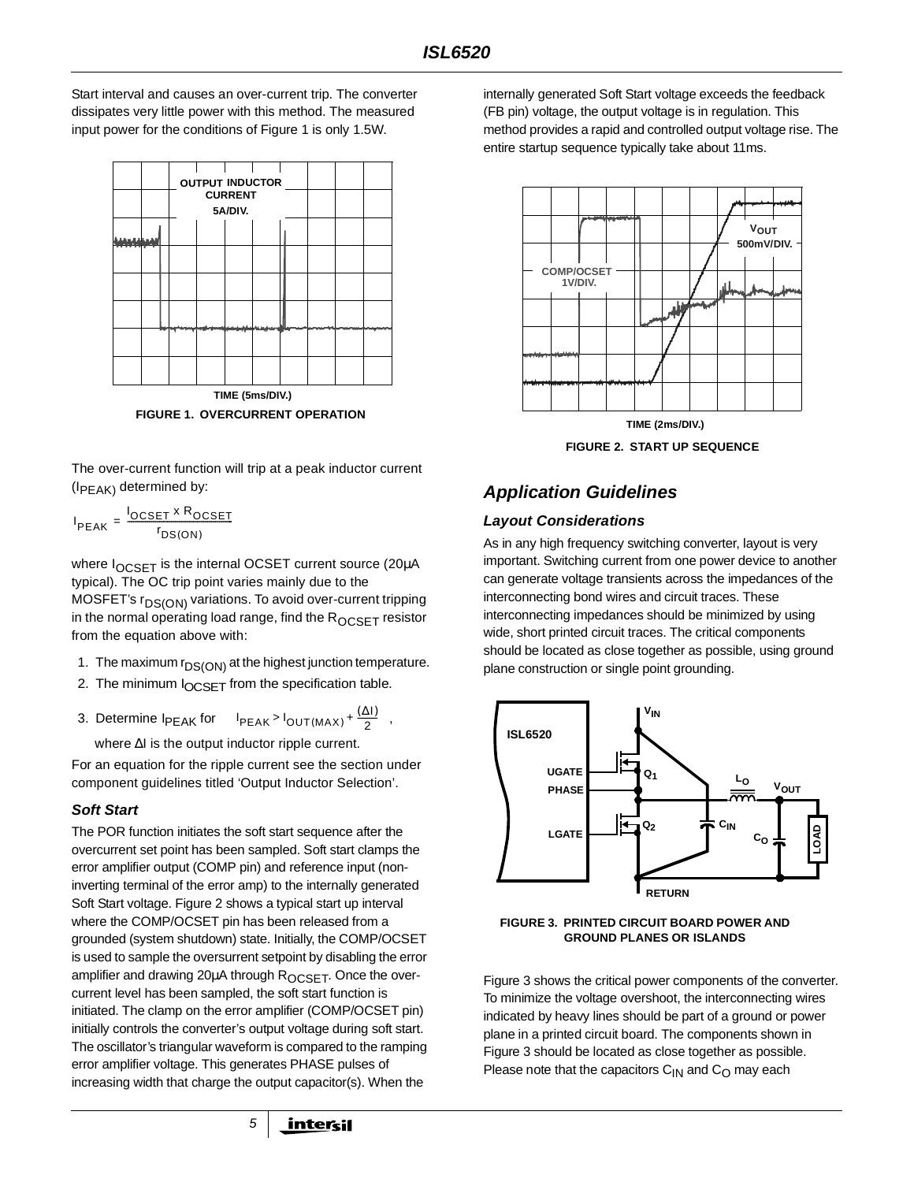Start interval and causes an over-current trip. The converter dissipates very little power with this method. The measured input power for the conditions of Figure 1 is only 1.5W.

FIGURE 1. OVERCURRENT OPERATION

The over-current function will trip at a peak inductor current ($I_{PEAK}$) determined by:

$$I_{PEAK} = \frac{I_{OCSET} \times R_{OCSET}}{r_{DS(ON)}}$$

where $I_{OCSET}$ is the internal OCSET current source (20µA typical). The OC trip point varies mainly due to the MOSFET's $r_{DS(ON)}$ variations. To avoid over-current tripping in the normal operating load range, find the $R_{OCSET}$ resistor from the equation above with:

1. The maximum $r_{DS(ON)}$ at the highest junction temperature.
2. The minimum $I_{OCSET}$ from the specification table.
3. Determine $I_{PEAK}$ for $I_{PEAK} > I_{OUT(MAX)} + \frac{(\Delta I)}{2}$,
   where ΔI is the output inductor ripple current.

For an equation for the ripple current see the section under component guidelines titled 'Output Inductor Selection'.

### Soft Start

The POR function initiates the soft start sequence after the overcurrent set point has been sampled. Soft start clamps the error amplifier output (COMP pin) and reference input (non-inverting terminal of the error amp) to the internally generated Soft Start voltage. Figure 2 shows a typical start up interval where the COMP/OCSET pin has been released from a grounded (system shutdown) state. Initially, the COMP/OCSET is used to sample the oversurrent setpoint by disabling the error amplifier and drawing 20µA through $R_{OCSET}$. Once the over-current level has been sampled, the soft start function is initiated. The clamp on the error amplifier (COMP/OCSET pin) initially controls the converter's output voltage during soft start. The oscillator's triangular waveform is compared to the ramping error amplifier voltage. This generates PHASE pulses of increasing width that charge the output capacitor(s). When the internally generated Soft Start voltage exceeds the feedback (FB pin) voltage, the output voltage is in regulation. This method provides a rapid and controlled output voltage rise. The entire startup sequence typically take about 11ms.

FIGURE 2. START UP SEQUENCE

## Application Guidelines

### Layout Considerations

As in any high frequency switching converter, layout is very important. Switching current from one power device to another can generate voltage transients across the impedances of the interconnecting bond wires and circuit traces. These interconnecting impedances should be minimized by using wide, short printed circuit traces. The critical components should be located as close together as possible, using ground plane construction or single point grounding.

FIGURE 3. PRINTED CIRCUIT BOARD POWER AND GROUND PLANES OR ISLANDS

Figure 3 shows the critical power components of the converter. To minimize the voltage overshoot, the interconnecting wires indicated by heavy lines should be part of a ground or power plane in a printed circuit board. The components shown in Figure 3 should be located as close together as possible. Please note that the capacitors $C_{IN}$ and $C_O$ may each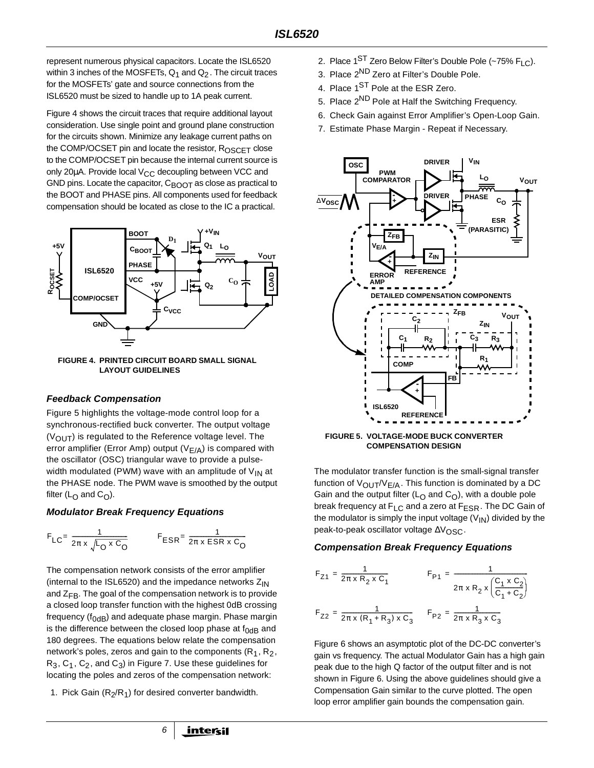represent numerous physical capacitors. Locate the ISL6520 within 3 inches of the MOSFETs, $Q_1$ and $Q_2$. The circuit traces for the MOSFETs' gate and source connections from the ISL6520 must be sized to handle up to 1A peak current.

Figure 4 shows the circuit traces that require additional layout consideration. Use single point and ground plane construction for the circuits shown. Minimize any leakage current paths on the COMP/OCSET pin and locate the resistor, $R_{OCSET}$ close to the COMP/OCSET pin because the internal current source is only 20µA. Provide local $V_{CC}$ decoupling between VCC and GND pins. Locate the capacitor, $C_{BOOT}$ as close as practical to the BOOT and PHASE pins. All components used for feedback compensation should be located as close to the IC a practical.

FIGURE 4. PRINTED CIRCUIT BOARD SMALL SIGNAL LAYOUT GUIDELINES

### Feedback Compensation

Figure 5 highlights the voltage-mode control loop for a synchronous-rectified buck converter. The output voltage ($V_{OUT}$) is regulated to the Reference voltage level. The error amplifier (Error Amp) output ($V_{E/A}$) is compared with the oscillator (OSC) triangular wave to provide a pulse-width modulated (PWM) wave with an amplitude of $V_{IN}$ at the PHASE node. The PWM wave is smoothed by the output filter ($L_O$ and $C_O$).

### Modulator Break Frequency Equations

$$F_{LC} = \frac{1}{2\pi \times \sqrt{L_O \times C_O}} \qquad F_{ESR} = \frac{1}{2\pi \times ESR \times C_O}$$

The compensation network consists of the error amplifier (internal to the ISL6520) and the impedance networks $Z_{IN}$ and $Z_{FB}$. The goal of the compensation network is to provide a closed loop transfer function with the highest 0dB crossing frequency ($f_{0dB}$) and adequate phase margin. Phase margin is the difference between the closed loop phase at $f_{0dB}$ and 180 degrees. The equations below relate the compensation network's poles, zeros and gain to the components ($R_1$, $R_2$, $R_3$, $C_1$, $C_2$, and $C_3$) in Figure 7. Use these guidelines for locating the poles and zeros of the compensation network:

1. Pick Gain ($R_2/R_1$) for desired converter bandwidth.
2. Place $1^{ST}$ Zero Below Filter's Double Pole (~75% $F_{LC}$).
3. Place $2^{ND}$ Zero at Filter's Double Pole.
4. Place $1^{ST}$ Pole at the ESR Zero.
5. Place $2^{ND}$ Pole at Half the Switching Frequency.
6. Check Gain against Error Amplifier's Open-Loop Gain.
7. Estimate Phase Margin - Repeat if Necessary.

FIGURE 5. VOLTAGE-MODE BUCK CONVERTER COMPENSATION DESIGN

The modulator transfer function is the small-signal transfer function of $V_{OUT}/V_{E/A}$. This function is dominated by a DC Gain and the output filter ($L_O$ and $C_O$), with a double pole break frequency at $F_{LC}$ and a zero at $F_{ESR}$. The DC Gain of the modulator is simply the input voltage ($V_{IN}$) divided by the peak-to-peak oscillator voltage $\Delta V_{OSC}$.

### Compensation Break Frequency Equations

$$F_{Z1} = \frac{1}{2\pi \times R_2 \times C_1} \qquad F_{P1} = \frac{1}{2\pi \times R_2 \times \left(\frac{C_1 \times C_2}{C_1 + C_2}\right)}$$

$$F_{Z2} = \frac{1}{2\pi \times (R_1 + R_3) \times C_3} \qquad F_{P2} = \frac{1}{2\pi \times R_3 \times C_3}$$

Figure 6 shows an asymptotic plot of the DC-DC converter's gain vs frequency. The actual Modulator Gain has a high gain peak due to the high Q factor of the output filter and is not shown in Figure 6. Using the above guidelines should give a Compensation Gain similar to the curve plotted. The open loop error amplifier gain bounds the compensation gain.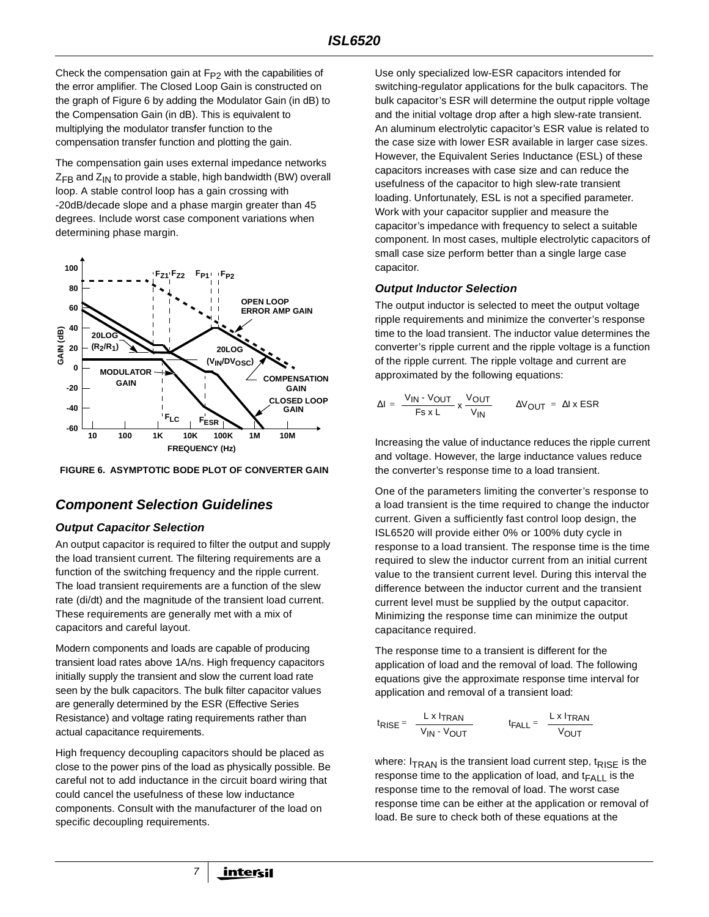Check the compensation gain at $F_{P2}$ with the capabilities of the error amplifier. The Closed Loop Gain is constructed on the graph of Figure 6 by adding the Modulator Gain (in dB) to the Compensation Gain (in dB). This is equivalent to multiplying the modulator transfer function to the compensation transfer function and plotting the gain.

The compensation gain uses external impedance networks $Z_{FB}$ and $Z_{IN}$ to provide a stable, high bandwidth (BW) overall loop. A stable control loop has a gain crossing with -20dB/decade slope and a phase margin greater than 45 degrees. Include worst case component variations when determining phase margin.

**FIGURE 6. ASYMPTOTIC BODE PLOT OF CONVERTER GAIN**

## Component Selection Guidelines

### Output Capacitor Selection

An output capacitor is required to filter the output and supply the load transient current. The filtering requirements are a function of the switching frequency and the ripple current. The load transient requirements are a function of the slew rate (di/dt) and the magnitude of the transient load current. These requirements are generally met with a mix of capacitors and careful layout.

Modern components and loads are capable of producing transient load rates above 1A/ns. High frequency capacitors initially supply the transient and slow the current load rate seen by the bulk capacitors. The bulk filter capacitor values are generally determined by the ESR (Effective Series Resistance) and voltage rating requirements rather than actual capacitance requirements.

High frequency decoupling capacitors should be placed as close to the power pins of the load as physically possible. Be careful not to add inductance in the circuit board wiring that could cancel the usefulness of these low inductance components. Consult with the manufacturer of the load on specific decoupling requirements.

Use only specialized low-ESR capacitors intended for switching-regulator applications for the bulk capacitors. The bulk capacitor's ESR will determine the output ripple voltage and the initial voltage drop after a high slew-rate transient. An aluminum electrolytic capacitor's ESR value is related to the case size with lower ESR available in larger case sizes. However, the Equivalent Series Inductance (ESL) of these capacitors increases with case size and can reduce the usefulness of the capacitor to high slew-rate transient loading. Unfortunately, ESL is not a specified parameter. Work with your capacitor supplier and measure the capacitor's impedance with frequency to select a suitable component. In most cases, multiple electrolytic capacitors of small case size perform better than a single large case capacitor.

### Output Inductor Selection

The output inductor is selected to meet the output voltage ripple requirements and minimize the converter's response time to the load transient. The inductor value determines the converter's ripple current and the ripple voltage is a function of the ripple current. The ripple voltage and current are approximated by the following equations:

$$\Delta I = \frac{V_{IN} - V_{OUT}}{Fs \times L} \times \frac{V_{OUT}}{V_{IN}} \qquad \Delta V_{OUT} = \Delta I \times ESR$$

Increasing the value of inductance reduces the ripple current and voltage. However, the large inductance values reduce the converter's response time to a load transient.

One of the parameters limiting the converter's response to a load transient is the time required to change the inductor current. Given a sufficiently fast control loop design, the ISL6520 will provide either 0% or 100% duty cycle in response to a load transient. The response time is the time required to slew the inductor current from an initial current value to the transient current level. During this interval the difference between the inductor current and the transient current level must be supplied by the output capacitor. Minimizing the response time can minimize the output capacitance required.

The response time to a transient is different for the application of load and the removal of load. The following equations give the approximate response time interval for application and removal of a transient load:

$$t_{RISE} = \frac{L \times I_{TRAN}}{V_{IN} - V_{OUT}} \qquad t_{FALL} = \frac{L \times I_{TRAN}}{V_{OUT}}$$

where: $I_{TRAN}$ is the transient load current step, $t_{RISE}$ is the response time to the application of load, and $t_{FALL}$ is the response time to the removal of load. The worst case response time can be either at the application or removal of load. Be sure to check both of these equations at the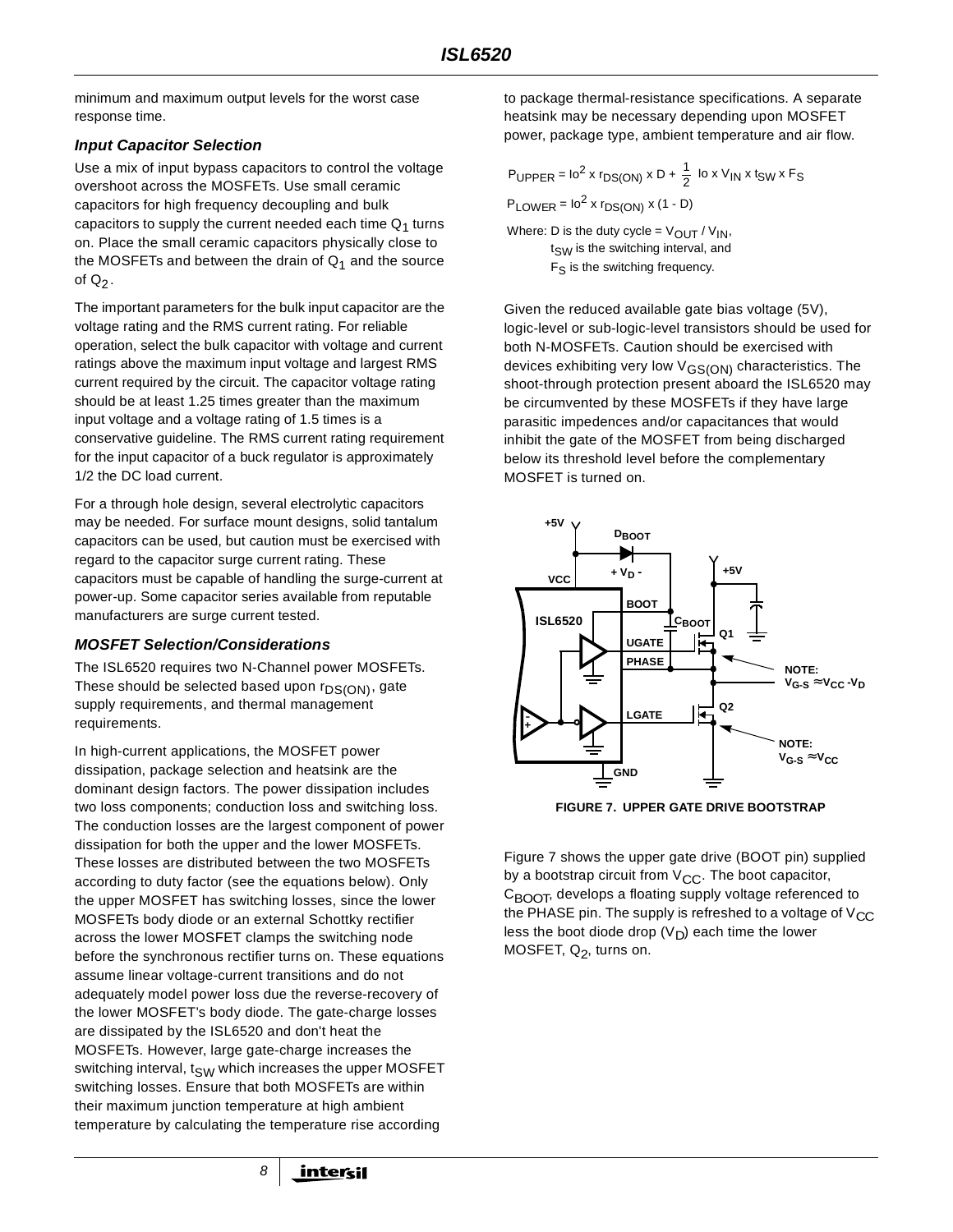minimum and maximum output levels for the worst case response time.

### Input Capacitor Selection

Use a mix of input bypass capacitors to control the voltage overshoot across the MOSFETs. Use small ceramic capacitors for high frequency decoupling and bulk capacitors to supply the current needed each time $Q_1$ turns on. Place the small ceramic capacitors physically close to the MOSFETs and between the drain of $Q_1$ and the source of $Q_2$.

The important parameters for the bulk input capacitor are the voltage rating and the RMS current rating. For reliable operation, select the bulk capacitor with voltage and current ratings above the maximum input voltage and largest RMS current required by the circuit. The capacitor voltage rating should be at least 1.25 times greater than the maximum input voltage and a voltage rating of 1.5 times is a conservative guideline. The RMS current rating requirement for the input capacitor of a buck regulator is approximately 1/2 the DC load current.

For a through hole design, several electrolytic capacitors may be needed. For surface mount designs, solid tantalum capacitors can be used, but caution must be exercised with regard to the capacitor surge current rating. These capacitors must be capable of handling the surge-current at power-up. Some capacitor series available from reputable manufacturers are surge current tested.

### MOSFET Selection/Considerations

The ISL6520 requires two N-Channel power MOSFETs. These should be selected based upon $r_{DS(ON)}$, gate supply requirements, and thermal management requirements.

In high-current applications, the MOSFET power dissipation, package selection and heatsink are the dominant design factors. The power dissipation includes two loss components; conduction loss and switching loss. The conduction losses are the largest component of power dissipation for both the upper and the lower MOSFETs. These losses are distributed between the two MOSFETs according to duty factor (see the equations below). Only the upper MOSFET has switching losses, since the lower MOSFETs body diode or an external Schottky rectifier across the lower MOSFET clamps the switching node before the synchronous rectifier turns on. These equations assume linear voltage-current transitions and do not adequately model power loss due the reverse-recovery of the lower MOSFET's body diode. The gate-charge losses are dissipated by the ISL6520 and don't heat the MOSFETs. However, large gate-charge increases the switching interval, $t_{SW}$ which increases the upper MOSFET switching losses. Ensure that both MOSFETs are within their maximum junction temperature at high ambient temperature by calculating the temperature rise according to package thermal-resistance specifications. A separate heatsink may be necessary depending upon MOSFET power, package type, ambient temperature and air flow.

$$P_{UPPER} = Io^2 \times r_{DS(ON)} \times D + \frac{1}{2}\ Io \times V_{IN} \times t_{SW} \times F_S$$

$$P_{LOWER} = Io^2 \times r_{DS(ON)} \times (1 - D)$$

Where: D is the duty cycle = $V_{OUT} / V_{IN}$,
$t_{SW}$ is the switching interval, and
$F_S$ is the switching frequency.

Given the reduced available gate bias voltage (5V), logic-level or sub-logic-level transistors should be used for both N-MOSFETs. Caution should be exercised with devices exhibiting very low $V_{GS(ON)}$ characteristics. The shoot-through protection present aboard the ISL6520 may be circumvented by these MOSFETs if they have large parasitic impedences and/or capacitances that would inhibit the gate of the MOSFET from being discharged below its threshold level before the complementary MOSFET is turned on.

**FIGURE 7. UPPER GATE DRIVE BOOTSTRAP**

Figure 7 shows the upper gate drive (BOOT pin) supplied by a bootstrap circuit from $V_{CC}$. The boot capacitor, $C_{BOOT}$, develops a floating supply voltage referenced to the PHASE pin. The supply is refreshed to a voltage of $V_{CC}$ less the boot diode drop ($V_D$) each time the lower MOSFET, $Q_2$, turns on.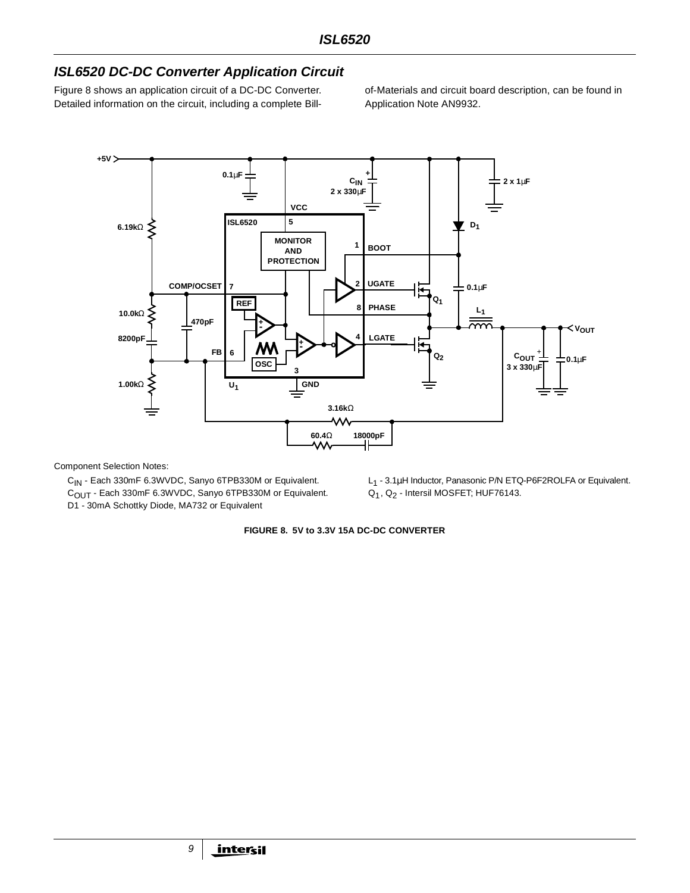## ISL6520 DC-DC Converter Application Circuit

Figure 8 shows an application circuit of a DC-DC Converter. Detailed information on the circuit, including a complete Bill-of-Materials and circuit board description, can be found in Application Note AN9932.

Component Selection Notes:

$C_{IN}$ - Each 330mF 6.3WVDC, Sanyo 6TPB330M or Equivalent.

$C_{OUT}$ - Each 330mF 6.3WVDC, Sanyo 6TPB330M or Equivalent.

D1 - 30mA Schottky Diode, MA732 or Equivalent

$L_1$ - 3.1µH Inductor, Panasonic P/N ETQ-P6F2ROLFA or Equivalent.

$Q_1$, $Q_2$ - Intersil MOSFET; HUF76143.

**FIGURE 8. 5V to 3.3V 15A DC-DC CONVERTER**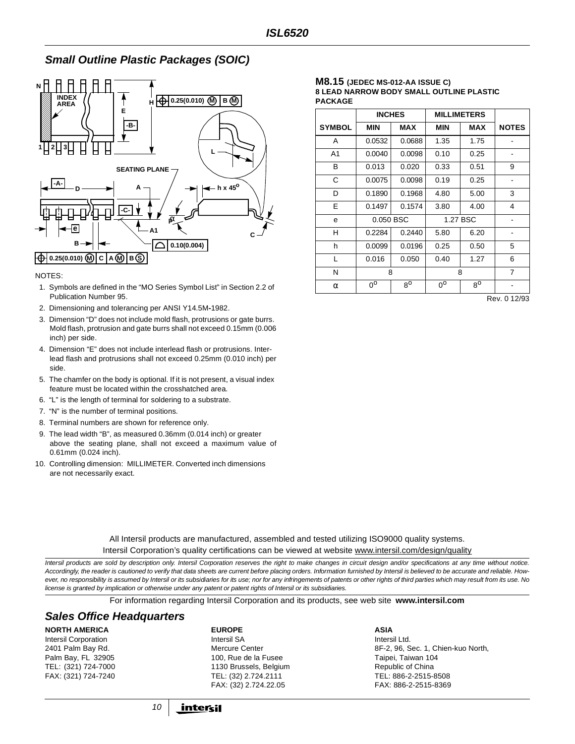## Small Outline Plastic Packages (SOIC)

N
INDEX AREA
E
H
0.25(0.010) M B M
-B-
1 2 3
L
SEATING PLANE
-A-
D
A
h x 45°
-C-
α
μ
e
A1
C
B
0.10(0.004)
0.25(0.010) M C A M B S

NOTES:

1. Symbols are defined in the "MO Series Symbol List" in Section 2.2 of Publication Number 95.
2. Dimensioning and tolerancing per ANSI Y14.5M-1982.
3. Dimension "D" does not include mold flash, protrusions or gate burrs. Mold flash, protrusion and gate burrs shall not exceed 0.15mm (0.006 inch) per side.
4. Dimension "E" does not include interlead flash or protrusions. Interlead flash and protrusions shall not exceed 0.25mm (0.010 inch) per side.
5. The chamfer on the body is optional. If it is not present, a visual index feature must be located within the crosshatched area.
6. "L" is the length of terminal for soldering to a substrate.
7. "N" is the number of terminal positions.
8. Terminal numbers are shown for reference only.
9. The lead width "B", as measured 0.36mm (0.014 inch) or greater above the seating plane, shall not exceed a maximum value of 0.61mm (0.024 inch).
10. Controlling dimension: MILLIMETER. Converted inch dimensions are not necessarily exact.

**M8.15** (JEDEC MS-012-AA ISSUE C)
**8 LEAD NARROW BODY SMALL OUTLINE PLASTIC PACKAGE**

| SYMBOL | INCHES | | MILLIMETERS | | NOTES |
|---|---|---|---|---|---|
| | MIN | MAX | MIN | MAX | |
| A | 0.0532 | 0.0688 | 1.35 | 1.75 | - |
| A1 | 0.0040 | 0.0098 | 0.10 | 0.25 | - |
| B | 0.013 | 0.020 | 0.33 | 0.51 | 9 |
| C | 0.0075 | 0.0098 | 0.19 | 0.25 | - |
| D | 0.1890 | 0.1968 | 4.80 | 5.00 | 3 |
| E | 0.1497 | 0.1574 | 3.80 | 4.00 | 4 |
| e | 0.050 BSC | | 1.27 BSC | | - |
| H | 0.2284 | 0.2440 | 5.80 | 6.20 | - |
| h | 0.0099 | 0.0196 | 0.25 | 0.50 | 5 |
| L | 0.016 | 0.050 | 0.40 | 1.27 | 6 |
| N | 8 | | 8 | | 7 |
| α | 0° | 8° | 0° | 8° | - |

Rev. 0 12/93

All Intersil products are manufactured, assembled and tested utilizing ISO9000 quality systems.
Intersil Corporation's quality certifications can be viewed at website www.intersil.com/design/quality

*Intersil products are sold by description only. Intersil Corporation reserves the right to make changes in circuit design and/or specifications at any time without notice. Accordingly, the reader is cautioned to verify that data sheets are current before placing orders. Information furnished by Intersil is believed to be accurate and reliable. However, no responsibility is assumed by Intersil or its subsidiaries for its use; nor for any infringements of patents or other rights of third parties which may result from its use. No license is granted by implication or otherwise under any patent or patent rights of Intersil or its subsidiaries.*

For information regarding Intersil Corporation and its products, see web site **www.intersil.com**

## Sales Office Headquarters

**NORTH AMERICA**
Intersil Corporation
2401 Palm Bay Rd.
Palm Bay, FL 32905
TEL: (321) 724-7000
FAX: (321) 724-7240

**EUROPE**
Intersil SA
Mercure Center
100, Rue de la Fusee
1130 Brussels, Belgium
TEL: (32) 2.724.2111
FAX: (32) 2.724.22.05

**ASIA**
Intersil Ltd.
8F-2, 96, Sec. 1, Chien-kuo North,
Taipei, Taiwan 104
Republic of China
TEL: 886-2-2515-8508
FAX: 886-2-2515-8369